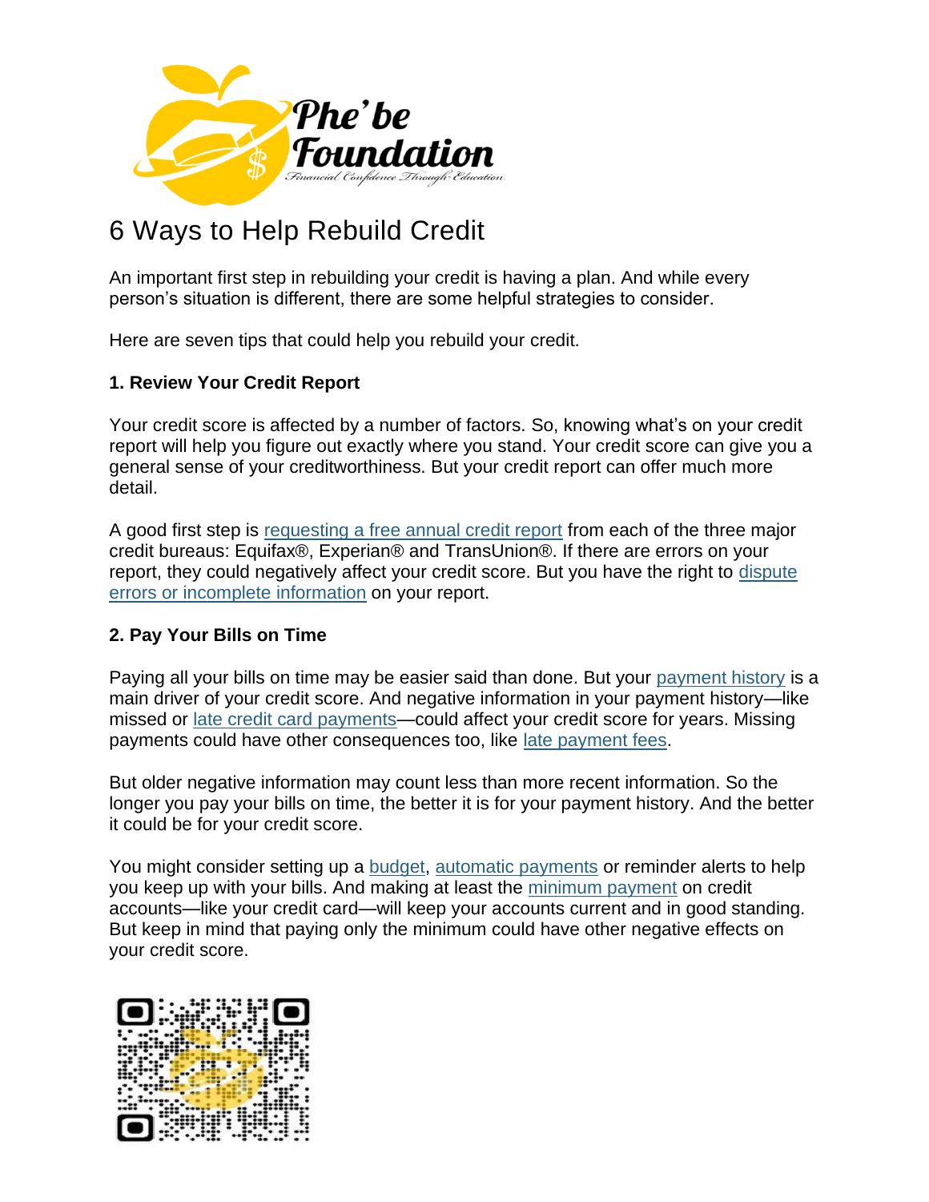# 6 Ways to Help Rebuild Credit

An important first step in rebuilding your credit is having a plan. And while every person's situation is different, there are some helpful strategies to consider.

Here are seven tips that could help you rebuild your credit.

**1. Review Your Credit Report**

Your credit score is affected by a number of factors. So, knowing what's on your credit report will help you figure out exactly where you stand. Your credit score can give you a general sense of your creditworthiness. But your credit report can offer much more detail.

A good first step is requesting a free annual credit report from each of the three major credit bureaus: Equifax®, Experian® and TransUnion®. If there are errors on your report, they could negatively affect your credit score. But you have the right to dispute errors or incomplete information on your report.

**2. Pay Your Bills on Time**

Paying all your bills on time may be easier said than done. But your payment history is a main driver of your credit score. And negative information in your payment history—like missed or late credit card payments—could affect your credit score for years. Missing payments could have other consequences too, like late payment fees.

But older negative information may count less than more recent information. So the longer you pay your bills on time, the better it is for your payment history. And the better it could be for your credit score.

You might consider setting up a budget, automatic payments or reminder alerts to help you keep up with your bills. And making at least the minimum payment on credit accounts—like your credit card—will keep your accounts current and in good standing. But keep in mind that paying only the minimum could have other negative effects on your credit score.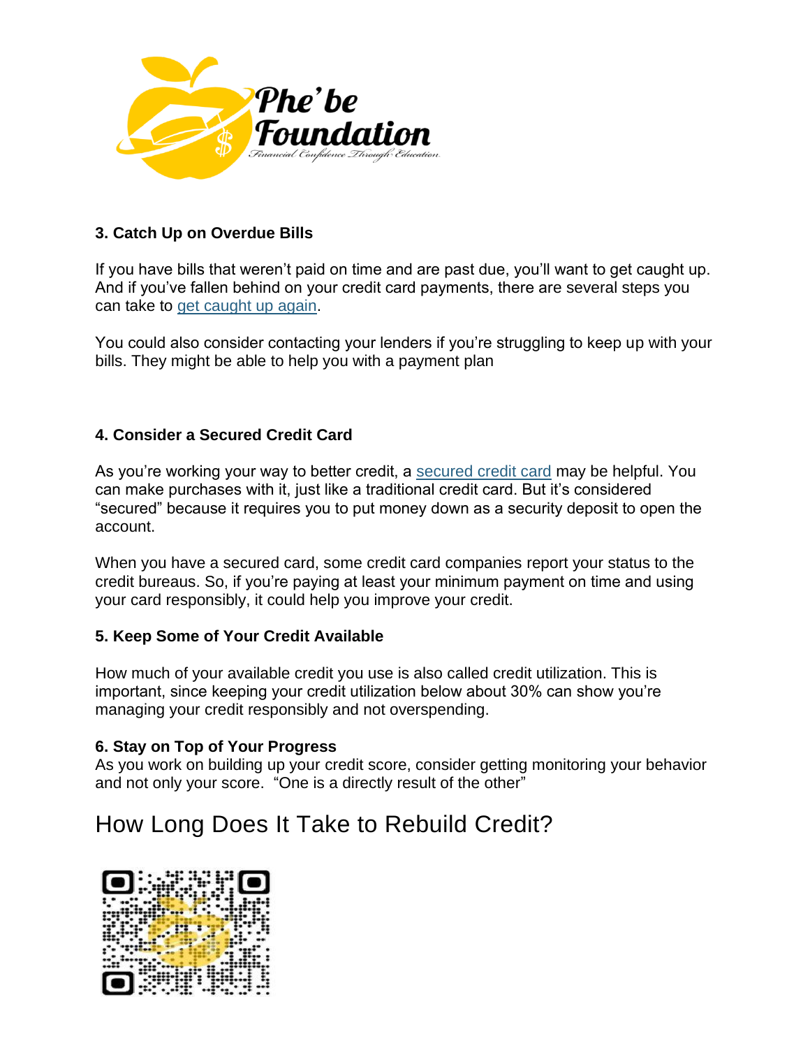### 3. Catch Up on Overdue Bills

If you have bills that weren't paid on time and are past due, you'll want to get caught up. And if you've fallen behind on your credit card payments, there are several steps you can take to get caught up again.

You could also consider contacting your lenders if you're struggling to keep up with your bills. They might be able to help you with a payment plan

### 4. Consider a Secured Credit Card

As you're working your way to better credit, a secured credit card may be helpful. You can make purchases with it, just like a traditional credit card. But it's considered "secured" because it requires you to put money down as a security deposit to open the account.

When you have a secured card, some credit card companies report your status to the credit bureaus. So, if you're paying at least your minimum payment on time and using your card responsibly, it could help you improve your credit.

### 5. Keep Some of Your Credit Available

How much of your available credit you use is also called credit utilization. This is important, since keeping your credit utilization below about 30% can show you're managing your credit responsibly and not overspending.

### 6. Stay on Top of Your Progress

As you work on building up your credit score, consider getting monitoring your behavior and not only your score. "One is a directly result of the other"

## How Long Does It Take to Rebuild Credit?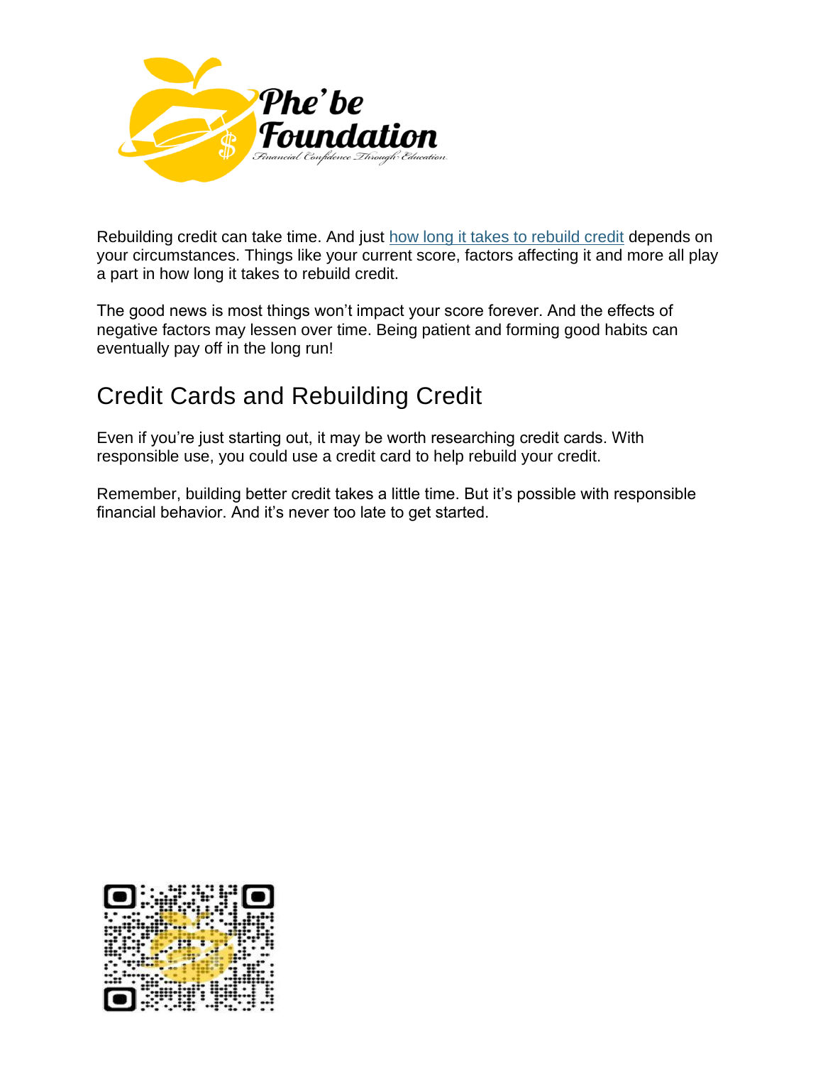Rebuilding credit can take time. And just [how long it takes to rebuild credit]() depends on your circumstances. Things like your current score, factors affecting it and more all play a part in how long it takes to rebuild credit.

The good news is most things won't impact your score forever. And the effects of negative factors may lessen over time. Being patient and forming good habits can eventually pay off in the long run!

## Credit Cards and Rebuilding Credit

Even if you're just starting out, it may be worth researching credit cards. With responsible use, you could use a credit card to help rebuild your credit.

Remember, building better credit takes a little time. But it's possible with responsible financial behavior. And it's never too late to get started.